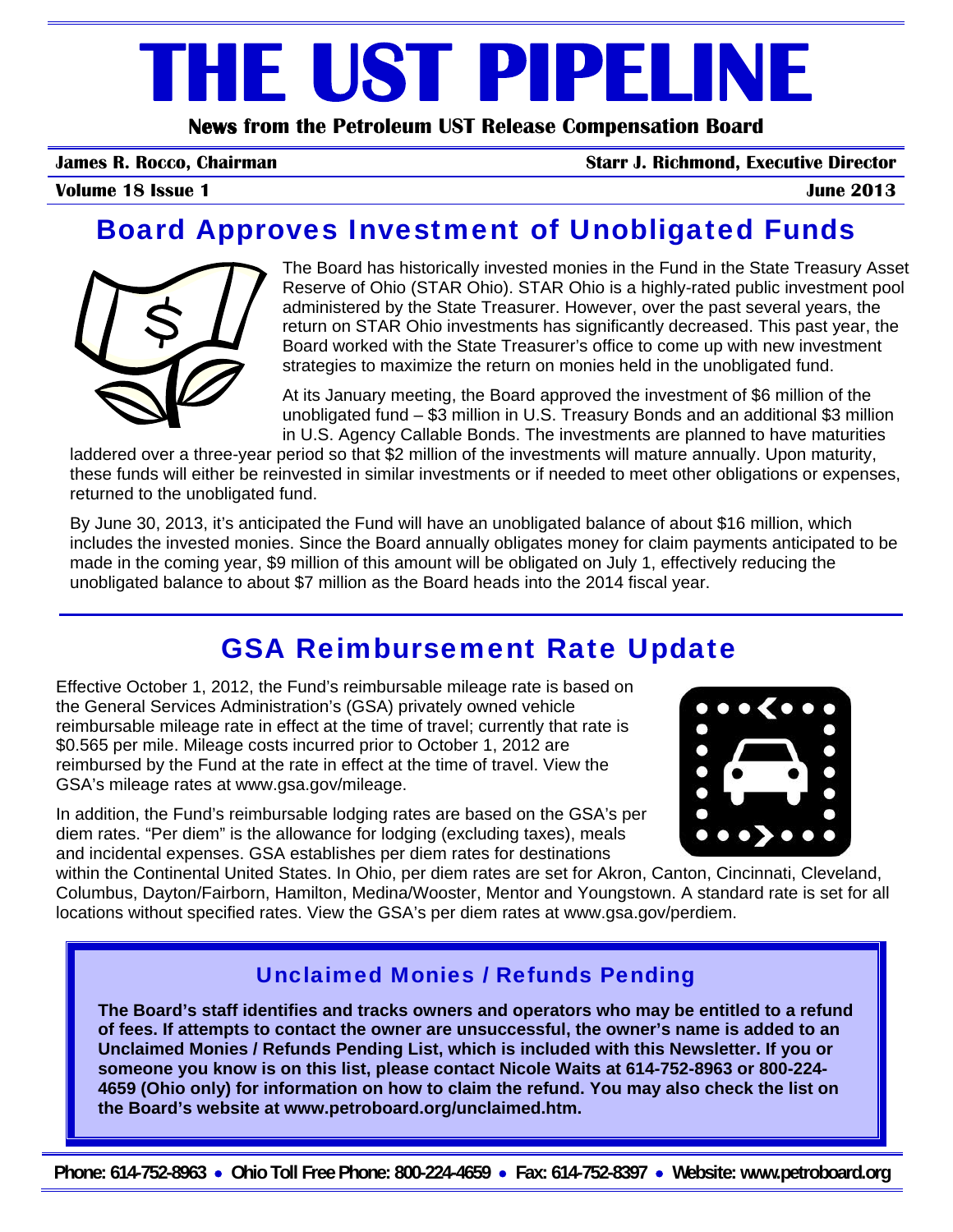# THE UST PIPELINE

**News from the Petroleum UST Release Compensation Board**

**James R. Rocco, Chairman** | **Starr J. Richmond, Executive Director**

**Volume 18 Issue 1** | **June 2013**

## Board Approves Investment of Unobligated Funds

The Board has historically invested monies in the Fund in the State Treasury Asset Reserve of Ohio (STAR Ohio). STAR Ohio is a highly-rated public investment pool administered by the State Treasurer. However, over the past several years, the return on STAR Ohio investments has significantly decreased. This past year, the Board worked with the State Treasurer's office to come up with new investment strategies to maximize the return on monies held in the unobligated fund.

At its January meeting, the Board approved the investment of $6 million of the unobligated fund – $3 million in U.S. Treasury Bonds and an additional $3 million in U.S. Agency Callable Bonds. The investments are planned to have maturities laddered over a three-year period so that $2 million of the investments will mature annually. Upon maturity, these funds will either be reinvested in similar investments or if needed to meet other obligations or expenses, returned to the unobligated fund.

By June 30, 2013, it's anticipated the Fund will have an unobligated balance of about $16 million, which includes the invested monies. Since the Board annually obligates money for claim payments anticipated to be made in the coming year, $9 million of this amount will be obligated on July 1, effectively reducing the unobligated balance to about $7 million as the Board heads into the 2014 fiscal year.

## GSA Reimbursement Rate Update

Effective October 1, 2012, the Fund's reimbursable mileage rate is based on the General Services Administration's (GSA) privately owned vehicle reimbursable mileage rate in effect at the time of travel; currently that rate is $0.565 per mile. Mileage costs incurred prior to October 1, 2012 are reimbursed by the Fund at the rate in effect at the time of travel. View the GSA's mileage rates at www.gsa.gov/mileage.

In addition, the Fund's reimbursable lodging rates are based on the GSA's per diem rates. "Per diem" is the allowance for lodging (excluding taxes), meals and incidental expenses. GSA establishes per diem rates for destinations within the Continental United States. In Ohio, per diem rates are set for Akron, Canton, Cincinnati, Cleveland, Columbus, Dayton/Fairborn, Hamilton, Medina/Wooster, Mentor and Youngstown. A standard rate is set for all locations without specified rates. View the GSA's per diem rates at www.gsa.gov/perdiem.

### Unclaimed Monies / Refunds Pending

**The Board's staff identifies and tracks owners and operators who may be entitled to a refund of fees. If attempts to contact the owner are unsuccessful, the owner's name is added to an Unclaimed Monies / Refunds Pending List, which is included with this Newsletter. If you or someone you know is on this list, please contact Nicole Waits at 614-752-8963 or 800-224-4659 (Ohio only) for information on how to claim the refund. You may also check the list on the Board's website at www.petroboard.org/unclaimed.htm.**

**Phone: 614-752-8963 • Ohio Toll Free Phone: 800-224-4659 • Fax: 614-752-8397 • Website: www.petroboard.org**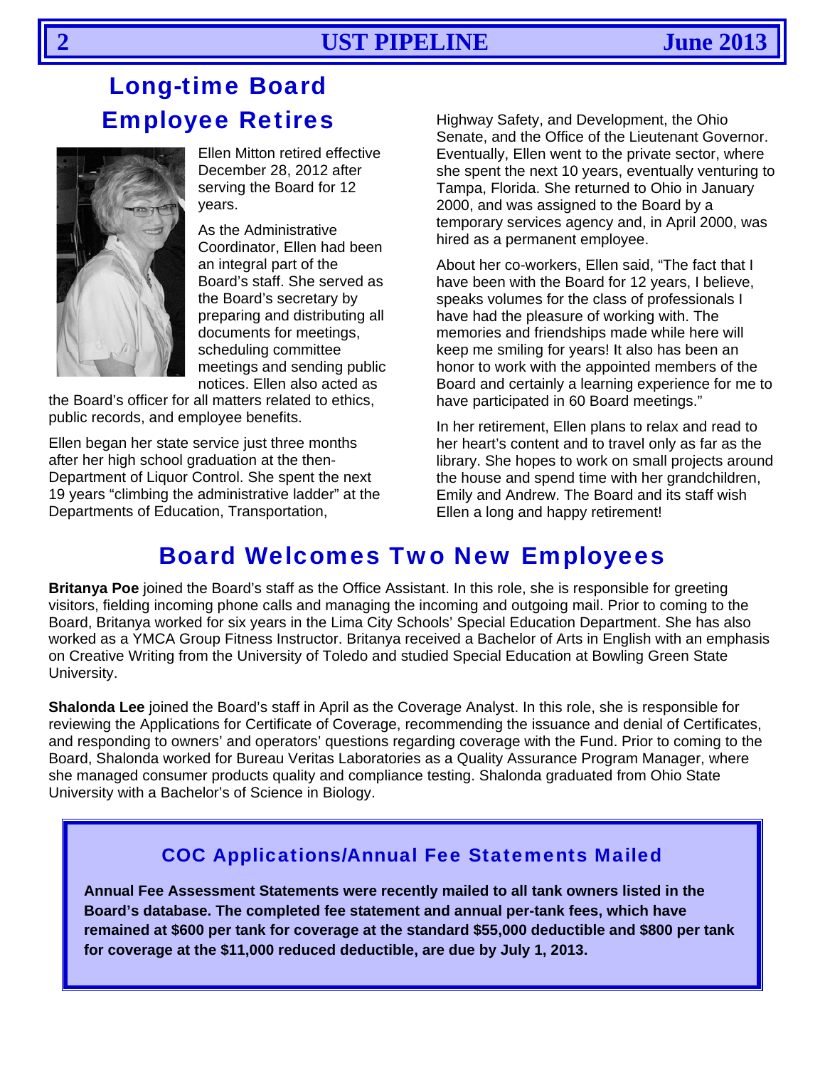## Long-time Board Employee Retires

Ellen Mitton retired effective December 28, 2012 after serving the Board for 12 years.

As the Administrative Coordinator, Ellen had been an integral part of the Board's staff. She served as the Board's secretary by preparing and distributing all documents for meetings, scheduling committee meetings and sending public notices. Ellen also acted as the Board's officer for all matters related to ethics, public records, and employee benefits.

Ellen began her state service just three months after her high school graduation at the then-Department of Liquor Control. She spent the next 19 years "climbing the administrative ladder" at the Departments of Education, Transportation, Highway Safety, and Development, the Ohio Senate, and the Office of the Lieutenant Governor. Eventually, Ellen went to the private sector, where she spent the next 10 years, eventually venturing to Tampa, Florida. She returned to Ohio in January 2000, and was assigned to the Board by a temporary services agency and, in April 2000, was hired as a permanent employee.

About her co-workers, Ellen said, "The fact that I have been with the Board for 12 years, I believe, speaks volumes for the class of professionals I have had the pleasure of working with. The memories and friendships made while here will keep me smiling for years! It also has been an honor to work with the appointed members of the Board and certainly a learning experience for me to have participated in 60 Board meetings."

In her retirement, Ellen plans to relax and read to her heart's content and to travel only as far as the library. She hopes to work on small projects around the house and spend time with her grandchildren, Emily and Andrew. The Board and its staff wish Ellen a long and happy retirement!

## Board Welcomes Two New Employees

**Britanya Poe** joined the Board's staff as the Office Assistant. In this role, she is responsible for greeting visitors, fielding incoming phone calls and managing the incoming and outgoing mail. Prior to coming to the Board, Britanya worked for six years in the Lima City Schools' Special Education Department. She has also worked as a YMCA Group Fitness Instructor. Britanya received a Bachelor of Arts in English with an emphasis on Creative Writing from the University of Toledo and studied Special Education at Bowling Green State University.

**Shalonda Lee** joined the Board's staff in April as the Coverage Analyst. In this role, she is responsible for reviewing the Applications for Certificate of Coverage, recommending the issuance and denial of Certificates, and responding to owners' and operators' questions regarding coverage with the Fund. Prior to coming to the Board, Shalonda worked for Bureau Veritas Laboratories as a Quality Assurance Program Manager, where she managed consumer products quality and compliance testing. Shalonda graduated from Ohio State University with a Bachelor's of Science in Biology.

### COC Applications/Annual Fee Statements Mailed

**Annual Fee Assessment Statements were recently mailed to all tank owners listed in the Board's database. The completed fee statement and annual per-tank fees, which have remained at $600 per tank for coverage at the standard $55,000 deductible and $800 per tank for coverage at the $11,000 reduced deductible, are due by July 1, 2013.**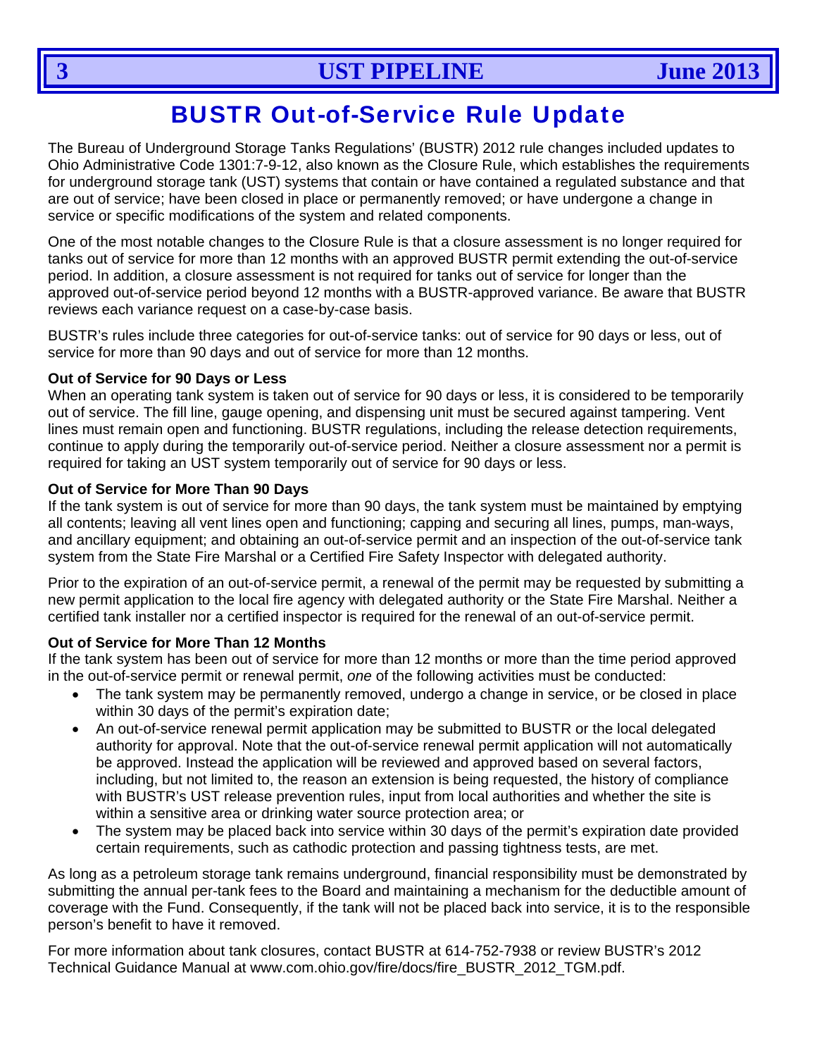# BUSTR Out-of-Service Rule Update

The Bureau of Underground Storage Tanks Regulations' (BUSTR) 2012 rule changes included updates to Ohio Administrative Code 1301:7-9-12, also known as the Closure Rule, which establishes the requirements for underground storage tank (UST) systems that contain or have contained a regulated substance and that are out of service; have been closed in place or permanently removed; or have undergone a change in service or specific modifications of the system and related components.

One of the most notable changes to the Closure Rule is that a closure assessment is no longer required for tanks out of service for more than 12 months with an approved BUSTR permit extending the out-of-service period. In addition, a closure assessment is not required for tanks out of service for longer than the approved out-of-service period beyond 12 months with a BUSTR-approved variance. Be aware that BUSTR reviews each variance request on a case-by-case basis.

BUSTR's rules include three categories for out-of-service tanks: out of service for 90 days or less, out of service for more than 90 days and out of service for more than 12 months.

**Out of Service for 90 Days or Less**

When an operating tank system is taken out of service for 90 days or less, it is considered to be temporarily out of service. The fill line, gauge opening, and dispensing unit must be secured against tampering. Vent lines must remain open and functioning. BUSTR regulations, including the release detection requirements, continue to apply during the temporarily out-of-service period. Neither a closure assessment nor a permit is required for taking an UST system temporarily out of service for 90 days or less.

**Out of Service for More Than 90 Days**

If the tank system is out of service for more than 90 days, the tank system must be maintained by emptying all contents; leaving all vent lines open and functioning; capping and securing all lines, pumps, man-ways, and ancillary equipment; and obtaining an out-of-service permit and an inspection of the out-of-service tank system from the State Fire Marshal or a Certified Fire Safety Inspector with delegated authority.

Prior to the expiration of an out-of-service permit, a renewal of the permit may be requested by submitting a new permit application to the local fire agency with delegated authority or the State Fire Marshal. Neither a certified tank installer nor a certified inspector is required for the renewal of an out-of-service permit.

**Out of Service for More Than 12 Months**

If the tank system has been out of service for more than 12 months or more than the time period approved in the out-of-service permit or renewal permit, *one* of the following activities must be conducted:

- The tank system may be permanently removed, undergo a change in service, or be closed in place within 30 days of the permit's expiration date;
- An out-of-service renewal permit application may be submitted to BUSTR or the local delegated authority for approval. Note that the out-of-service renewal permit application will not automatically be approved. Instead the application will be reviewed and approved based on several factors, including, but not limited to, the reason an extension is being requested, the history of compliance with BUSTR's UST release prevention rules, input from local authorities and whether the site is within a sensitive area or drinking water source protection area; or
- The system may be placed back into service within 30 days of the permit's expiration date provided certain requirements, such as cathodic protection and passing tightness tests, are met.

As long as a petroleum storage tank remains underground, financial responsibility must be demonstrated by submitting the annual per-tank fees to the Board and maintaining a mechanism for the deductible amount of coverage with the Fund. Consequently, if the tank will not be placed back into service, it is to the responsible person's benefit to have it removed.

For more information about tank closures, contact BUSTR at 614-752-7938 or review BUSTR's 2012 Technical Guidance Manual at www.com.ohio.gov/fire/docs/fire_BUSTR_2012_TGM.pdf.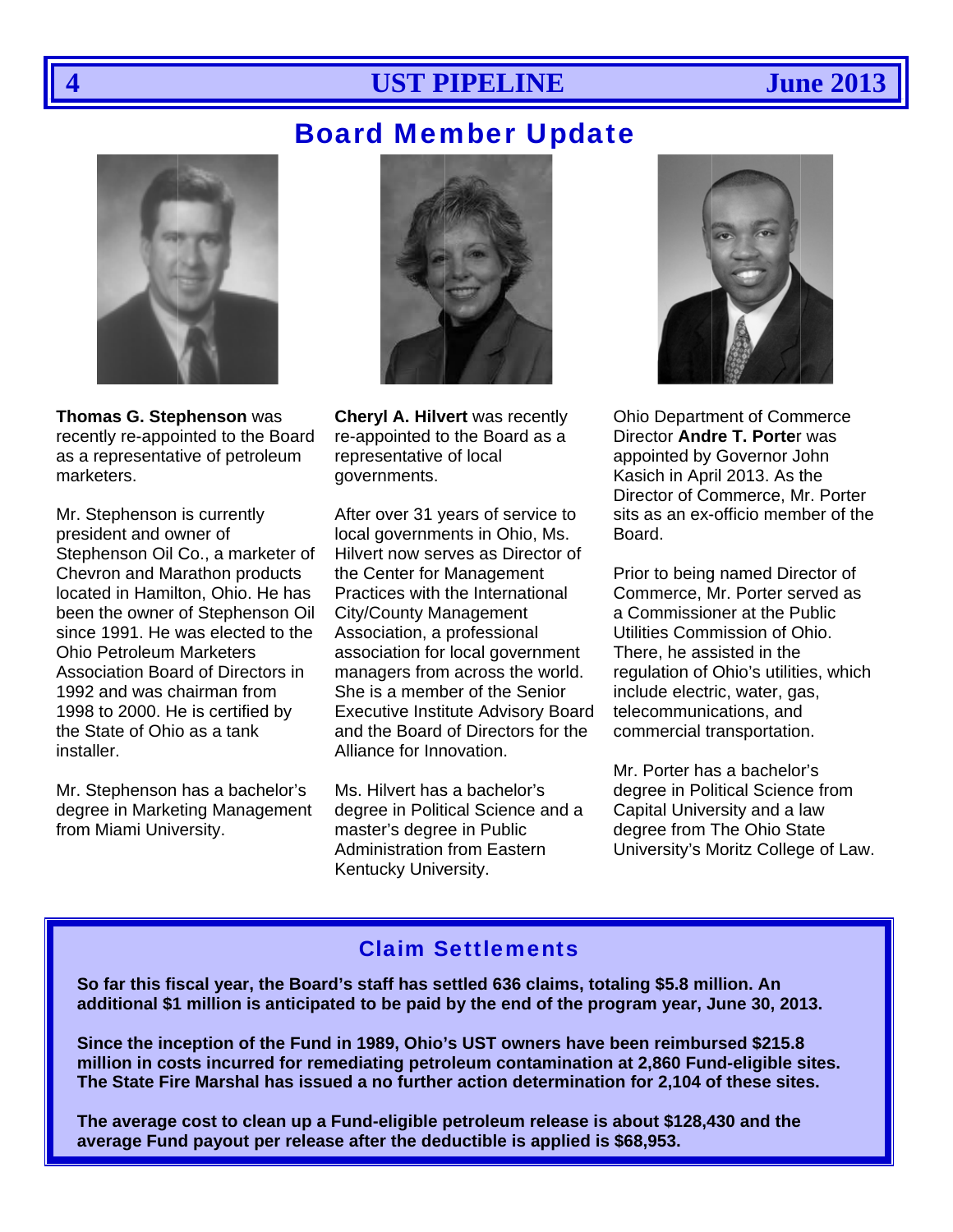## Board Member Update

**Thomas G. Stephenson** was recently re-appointed to the Board as a representative of petroleum marketers.

Mr. Stephenson is currently president and owner of Stephenson Oil Co., a marketer of Chevron and Marathon products located in Hamilton, Ohio. He has been the owner of Stephenson Oil since 1991. He was elected to the Ohio Petroleum Marketers Association Board of Directors in 1992 and was chairman from 1998 to 2000. He is certified by the State of Ohio as a tank installer.

Mr. Stephenson has a bachelor's degree in Marketing Management from Miami University.

**Cheryl A. Hilvert** was recently re-appointed to the Board as a representative of local governments.

After over 31 years of service to local governments in Ohio, Ms. Hilvert now serves as Director of the Center for Management Practices with the International City/County Management Association, a professional association for local government managers from across the world. She is a member of the Senior Executive Institute Advisory Board and the Board of Directors for the Alliance for Innovation.

Ms. Hilvert has a bachelor's degree in Political Science and a master's degree in Public Administration from Eastern Kentucky University.

Ohio Department of Commerce Director **Andre T. Porte**r was appointed by Governor John Kasich in April 2013. As the Director of Commerce, Mr. Porter sits as an ex-officio member of the Board.

Prior to being named Director of Commerce, Mr. Porter served as a Commissioner at the Public Utilities Commission of Ohio. There, he assisted in the regulation of Ohio's utilities, which include electric, water, gas, telecommunications, and commercial transportation.

Mr. Porter has a bachelor's degree in Political Science from Capital University and a law degree from The Ohio State University's Moritz College of Law.

## Claim Settlements

**So far this fiscal year, the Board's staff has settled 636 claims, totaling $5.8 million. An additional $1 million is anticipated to be paid by the end of the program year, June 30, 2013.**

**Since the inception of the Fund in 1989, Ohio's UST owners have been reimbursed $215.8 million in costs incurred for remediating petroleum contamination at 2,860 Fund-eligible sites. The State Fire Marshal has issued a no further action determination for 2,104 of these sites.**

**The average cost to clean up a Fund-eligible petroleum release is about $128,430 and the average Fund payout per release after the deductible is applied is $68,953.**